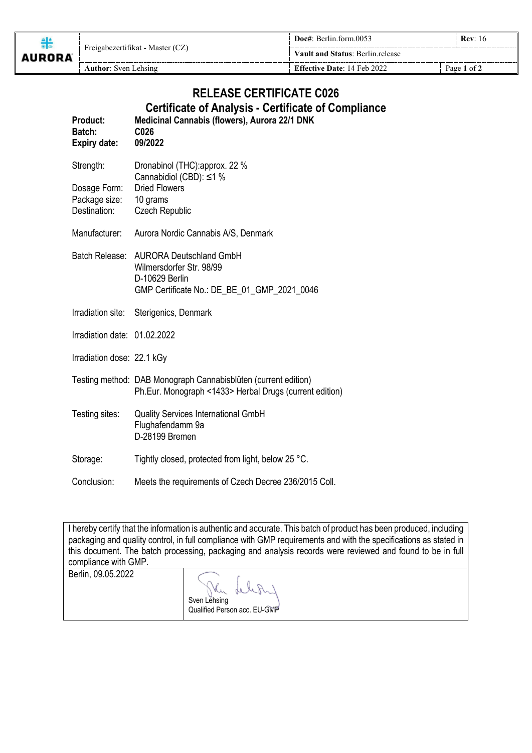# RELEASE CERTIFICATE C026

## Certificate of Analysis - Certificate of Compliance

**Product:** **Medicinal Cannabis (flowers), Aurora 22/1 DNK**
**Batch:** **C026**
**Expiry date:** **09/2022**

Strength: Dronabinol (THC):approx. 22 %
Cannabidiol (CBD): ≤1 %
Dosage Form: Dried Flowers
Package size: 10 grams
Destination: Czech Republic

Manufacturer: Aurora Nordic Cannabis A/S, Denmark

Batch Release: AURORA Deutschland GmbH
Wilmersdorfer Str. 98/99
D-10629 Berlin
GMP Certificate No.: DE_BE_01_GMP_2021_0046

Irradiation site: Sterigenics, Denmark

Irradiation date: 01.02.2022

Irradiation dose: 22.1 kGy

Testing method: DAB Monograph Cannabisblüten (current edition)
Ph.Eur. Monograph <1433> Herbal Drugs (current edition)

Testing sites: Quality Services International GmbH
Flughafendamm 9a
D-28199 Bremen

Storage: Tightly closed, protected from light, below 25 °C.

Conclusion: Meets the requirements of Czech Decree 236/2015 Coll.

| I hereby certify that the information is authentic and accurate. This batch of product has been produced, including packaging and quality control, in full compliance with GMP requirements and with the specifications as stated in this document. The batch processing, packaging and analysis records were reviewed and found to be in full compliance with GMP. | |
|---|---|
| Berlin, 09.05.2022 | Sven Lehsing<br>Qualified Person acc. EU-GMP |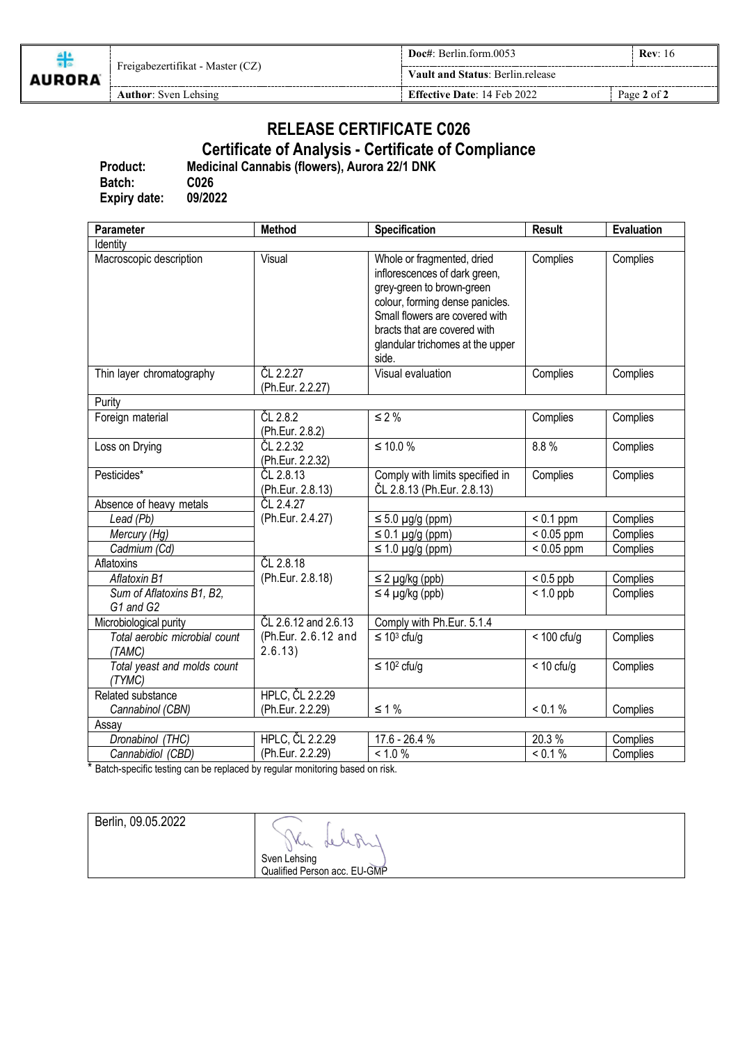# RELEASE CERTIFICATE C026

## Certificate of Analysis - Certificate of Compliance

**Product:** Medicinal Cannabis (flowers), Aurora 22/1 DNK
**Batch:** C026
**Expiry date:** 09/2022

| Parameter | Method | Specification | Result | Evaluation |
|---|---|---|---|---|
| Identity | | | | |
| Macroscopic description | Visual | Whole or fragmented, dried inflorescences of dark green, grey-green to brown-green colour, forming dense panicles. Small flowers are covered with bracts that are covered with glandular trichomes at the upper side. | Complies | Complies |
| Thin layer chromatography | ČL 2.2.27 (Ph.Eur. 2.2.27) | Visual evaluation | Complies | Complies |
| Purity | | | | |
| Foreign material | ČL 2.8.2 (Ph.Eur. 2.8.2) | ≤ 2 % | Complies | Complies |
| Loss on Drying | ČL 2.2.32 (Ph.Eur. 2.2.32) | ≤ 10.0 % | 8.8 % | Complies |
| Pesticides* | ČL 2.8.13 (Ph.Eur. 2.8.13) | Comply with limits specified in ČL 2.8.13 (Ph.Eur. 2.8.13) | Complies | Complies |
| Absence of heavy metals | ČL 2.4.27 (Ph.Eur. 2.4.27) | | | |
| *Lead (Pb)* | | ≤ 5.0 µg/g (ppm) | < 0.1 ppm | Complies |
| *Mercury (Hg)* | | ≤ 0.1 µg/g (ppm) | < 0.05 ppm | Complies |
| *Cadmium (Cd)* | | ≤ 1.0 µg/g (ppm) | < 0.05 ppm | Complies |
| Aflatoxins | ČL 2.8.18 (Ph.Eur. 2.8.18) | | | |
| *Aflatoxin B1* | | ≤ 2 µg/kg (ppb) | < 0.5 ppb | Complies |
| *Sum of Aflatoxins B1, B2, G1 and G2* | | ≤ 4 µg/kg (ppb) | < 1.0 ppb | Complies |
| Microbiological purity | ČL 2.6.12 and 2.6.13 (Ph.Eur. 2.6.12 and 2.6.13) | Comply with Ph.Eur. 5.1.4 | | |
| *Total aerobic microbial count (TAMC)* | | ≤ $10^3$ cfu/g | < 100 cfu/g | Complies |
| *Total yeast and molds count (TYMC)* | | ≤ $10^2$ cfu/g | < 10 cfu/g | Complies |
| Related substance *Cannabinol (CBN)* | HPLC, ČL 2.2.29 (Ph.Eur. 2.2.29) | ≤ 1 % | < 0.1 % | Complies |
| Assay | | | | |
| *Dronabinol (THC)* | HPLC, ČL 2.2.29 (Ph.Eur. 2.2.29) | 17.6 - 26.4 % | 20.3 % | Complies |
| *Cannabidiol (CBD)* | | < 1.0 % | < 0.1 % | Complies |

\* Batch-specific testing can be replaced by regular monitoring based on risk.

| | |
|---|---|
| Berlin, 09.05.2022 | Sven Lehsing<br>Qualified Person acc. EU-GMP |